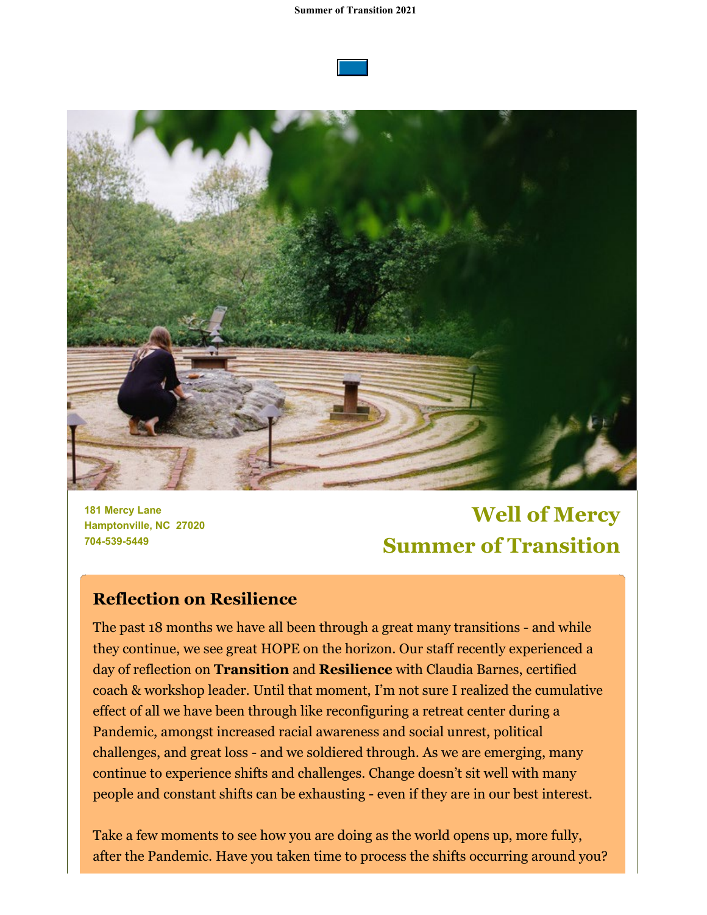181 Mercy Lane
Hamptonville, NC 27020
704-539-5449

# Well of Mercy
# Summer of Transition

## Reflection on Resilience

The past 18 months we have all been through a great many transitions - and while they continue, we see great HOPE on the horizon. Our staff recently experienced a day of reflection on **Transition** and **Resilience** with Claudia Barnes, certified coach & workshop leader. Until that moment, I'm not sure I realized the cumulative effect of all we have been through like reconfiguring a retreat center during a Pandemic, amongst increased racial awareness and social unrest, political challenges, and great loss - and we soldiered through. As we are emerging, many continue to experience shifts and challenges. Change doesn't sit well with many people and constant shifts can be exhausting - even if they are in our best interest.

Take a few moments to see how you are doing as the world opens up, more fully, after the Pandemic. Have you taken time to process the shifts occurring around you?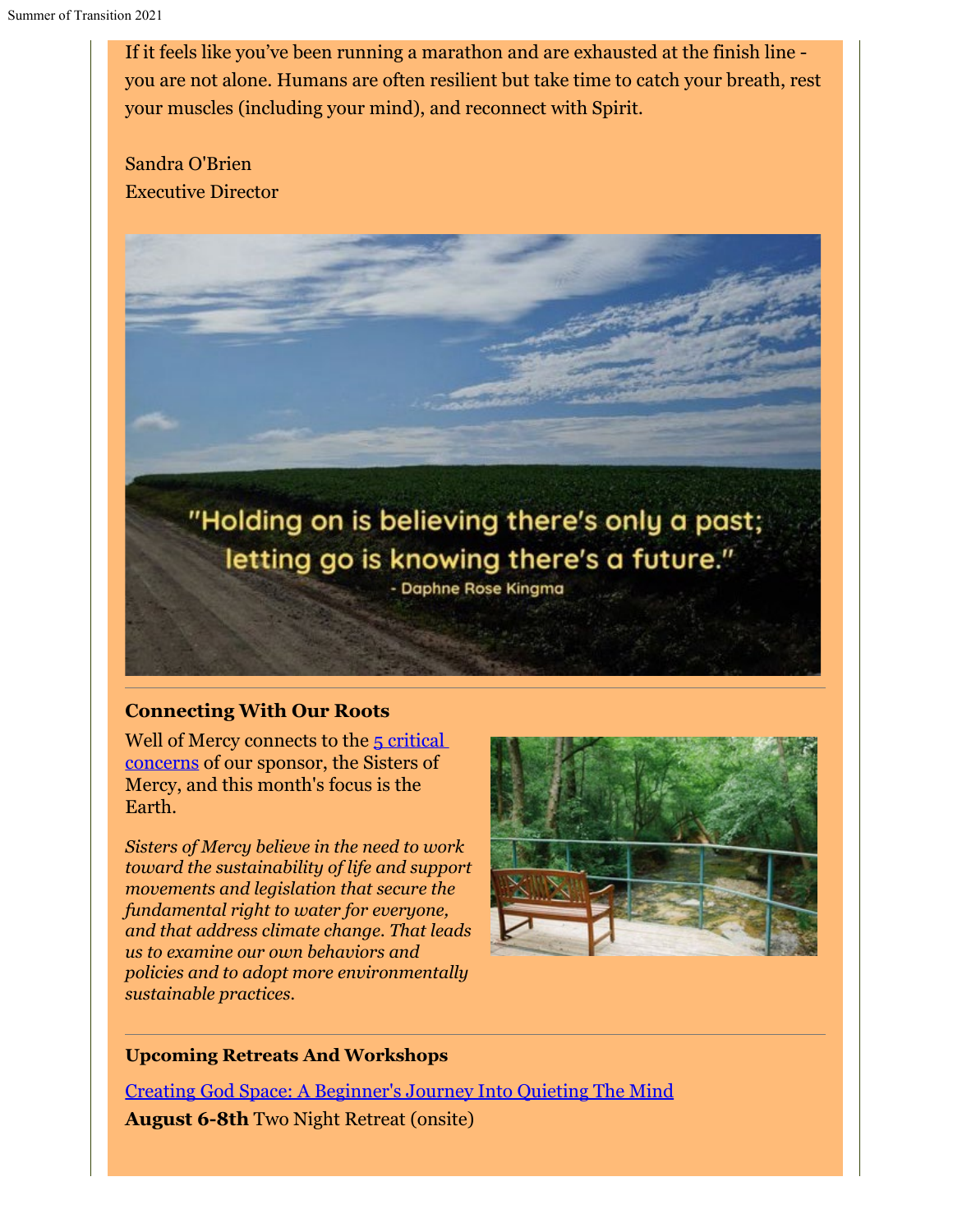If it feels like you've been running a marathon and are exhausted at the finish line - you are not alone. Humans are often resilient but take time to catch your breath, rest your muscles (including your mind), and reconnect with Spirit.

Sandra O'Brien
Executive Director

"Holding on is believing there's only a past; letting go is knowing there's a future."
- Daphne Rose Kingma

---

### Connecting With Our Roots

Well of Mercy connects to the 5 critical concerns of our sponsor, the Sisters of Mercy, and this month's focus is the Earth.

*Sisters of Mercy believe in the need to work toward the sustainability of life and support movements and legislation that secure the fundamental right to water for everyone, and that address climate change. That leads us to examine our own behaviors and policies and to adopt more environmentally sustainable practices.*

---

### Upcoming Retreats And Workshops

Creating God Space: A Beginner's Journey Into Quieting The Mind
**August 6-8th** Two Night Retreat (onsite)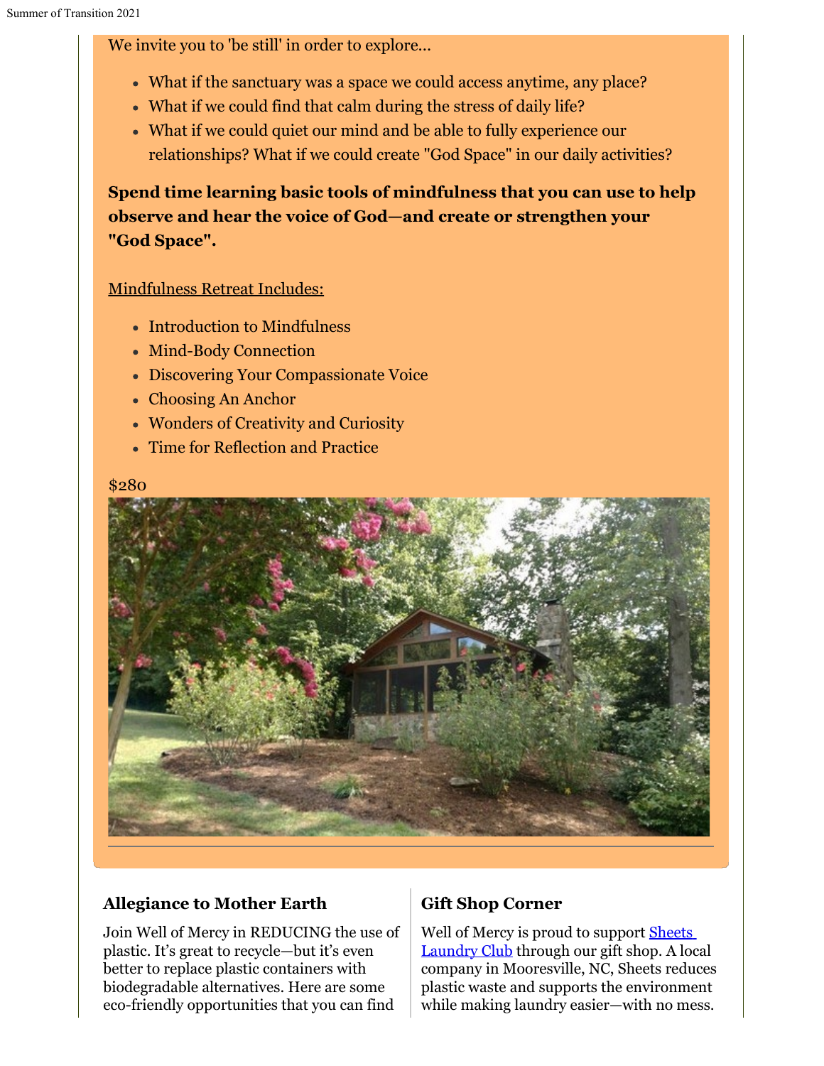We invite you to 'be still' in order to explore...

- What if the sanctuary was a space we could access anytime, any place?
- What if we could find that calm during the stress of daily life?
- What if we could quiet our mind and be able to fully experience our relationships? What if we could create "God Space" in our daily activities?

**Spend time learning basic tools of mindfulness that you can use to help observe and hear the voice of God—and create or strengthen your "God Space".**

Mindfulness Retreat Includes:

- Introduction to Mindfulness
- Mind-Body Connection
- Discovering Your Compassionate Voice
- Choosing An Anchor
- Wonders of Creativity and Curiosity
- Time for Reflection and Practice

$280

---

### Allegiance to Mother Earth

Join Well of Mercy in REDUCING the use of plastic. It's great to recycle—but it's even better to replace plastic containers with biodegradable alternatives. Here are some eco-friendly opportunities that you can find

### Gift Shop Corner

Well of Mercy is proud to support Sheets Laundry Club through our gift shop. A local company in Mooresville, NC, Sheets reduces plastic waste and supports the environment while making laundry easier—with no mess.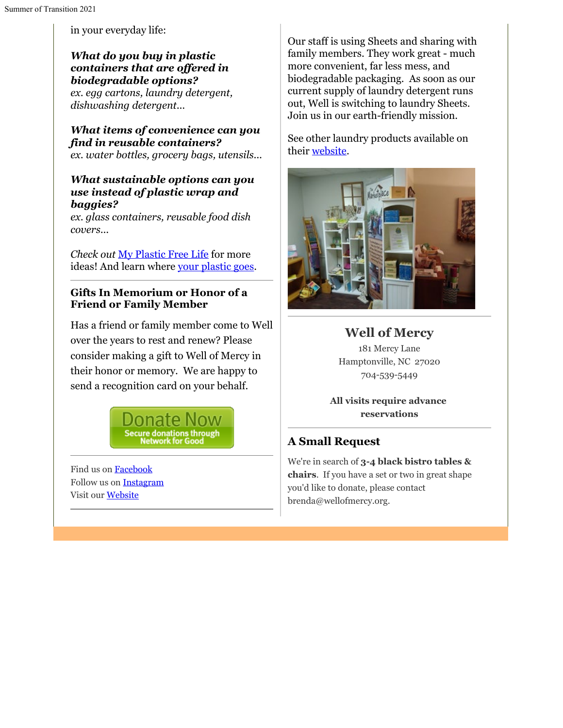in your everyday life:

***What do you buy in plastic containers that are offered in biodegradable options?***
*ex. egg cartons, laundry detergent, dishwashing detergent...*

***What items of convenience can you find in reusable containers?***
*ex. water bottles, grocery bags, utensils...*

***What sustainable options can you use instead of plastic wrap and baggies?***
*ex. glass containers, reusable food dish covers...*

*Check out* My Plastic Free Life for more ideas! And learn where your plastic goes.

---

### Gifts In Memorium or Honor of a Friend or Family Member

Has a friend or family member come to Well over the years to rest and renew? Please consider making a gift to Well of Mercy in their honor or memory. We are happy to send a recognition card on your behalf.

Donate Now
Secure donations through Network for Good

---

Find us on Facebook
Follow us on Instagram
Visit our Website

---

Our staff is using Sheets and sharing with family members. They work great - much more convenient, far less mess, and biodegradable packaging. As soon as our current supply of laundry detergent runs out, Well is switching to laundry Sheets. Join us in our earth-friendly mission.

See other laundry products available on their website.

---

## Well of Mercy

181 Mercy Lane
Hamptonville, NC 27020
704-539-5449

**All visits require advance reservations**

---

### A Small Request

We're in search of **3-4 black bistro tables & chairs**. If you have a set or two in great shape you'd like to donate, please contact brenda@wellofmercy.org.